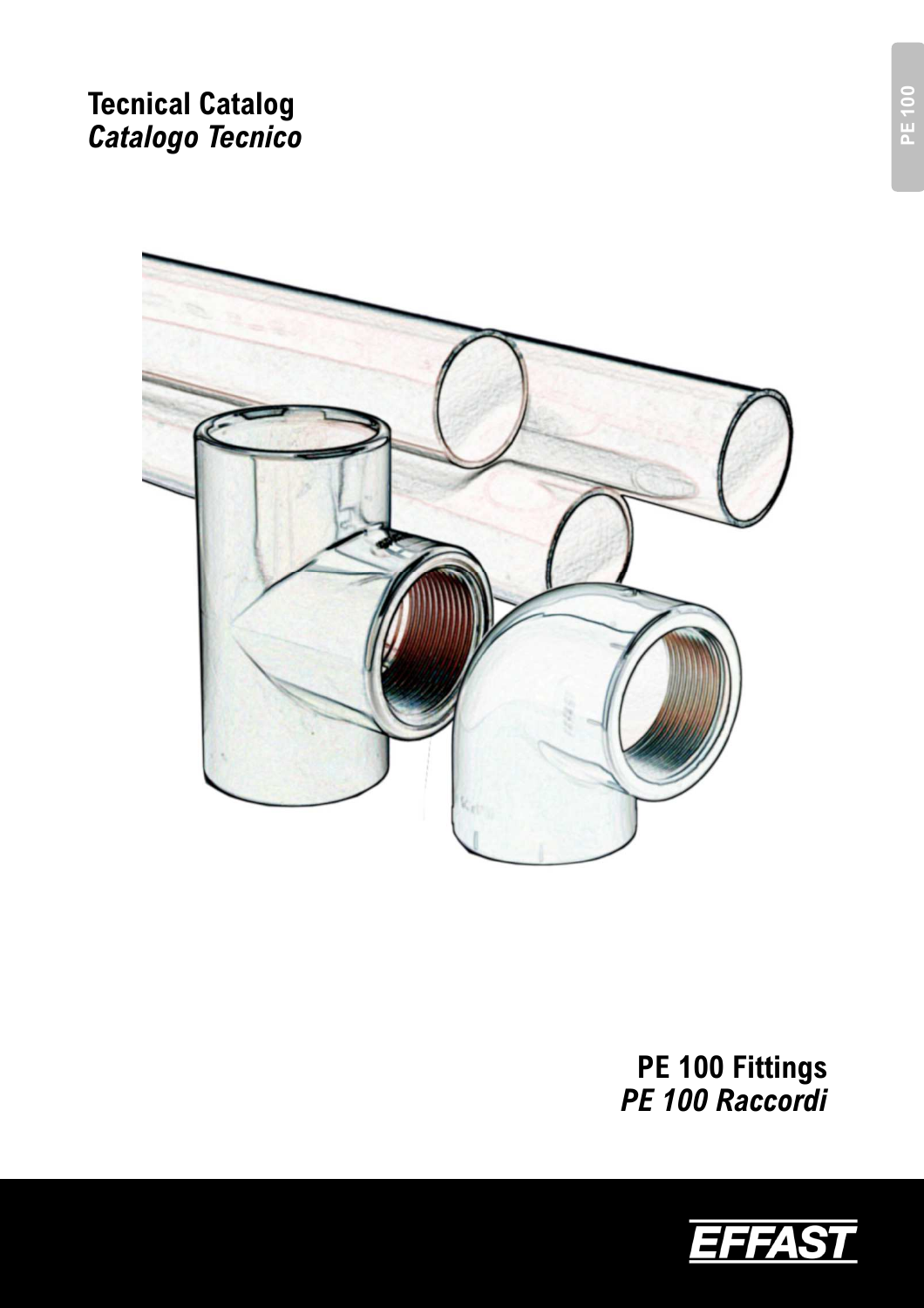# Tecnical Catalog
*Catalogo Tecnico*

PE 100

## PE 100 Fittings
*PE 100 Raccordi*

EFFAST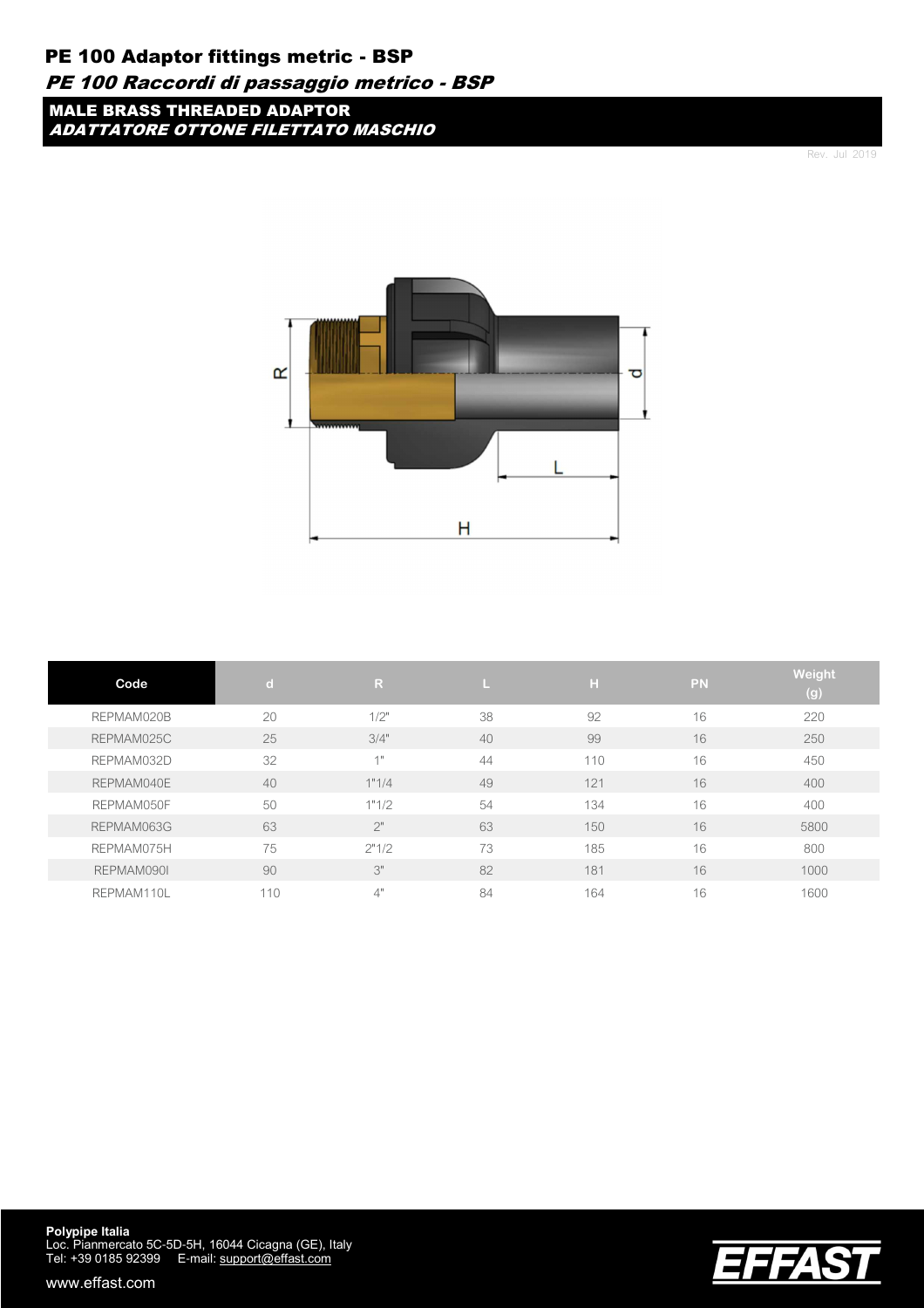# PE 100 Adaptor fittings metric - BSP

## *PE 100 Raccordi di passaggio metrico - BSP*

### MALE BRASS THREADED ADAPTOR
### *ADATTATORE OTTONE FILETTATO MASCHIO*

Rev. Jul 2019

| Code | d | R | L | H | PN | Weight (g) |
|---|---|---|---|---|---|---|
| REPMAM020B | 20 | 1/2" | 38 | 92 | 16 | 220 |
| REPMAM025C | 25 | 3/4" | 40 | 99 | 16 | 250 |
| REPMAM032D | 32 | 1" | 44 | 110 | 16 | 450 |
| REPMAM040E | 40 | 1"1/4 | 49 | 121 | 16 | 400 |
| REPMAM050F | 50 | 1"1/2 | 54 | 134 | 16 | 400 |
| REPMAM063G | 63 | 2" | 63 | 150 | 16 | 5800 |
| REPMAM075H | 75 | 2"1/2 | 73 | 185 | 16 | 800 |
| REPMAM090I | 90 | 3" | 82 | 181 | 16 | 1000 |
| REPMAM110L | 110 | 4" | 84 | 164 | 16 | 1600 |

**Polypipe Italia**
Loc. Pianmercato 5C-5D-5H, 16044 Cicagna (GE), Italy
Tel: +39 0185 92399 E-mail: support@effast.com

www.effast.com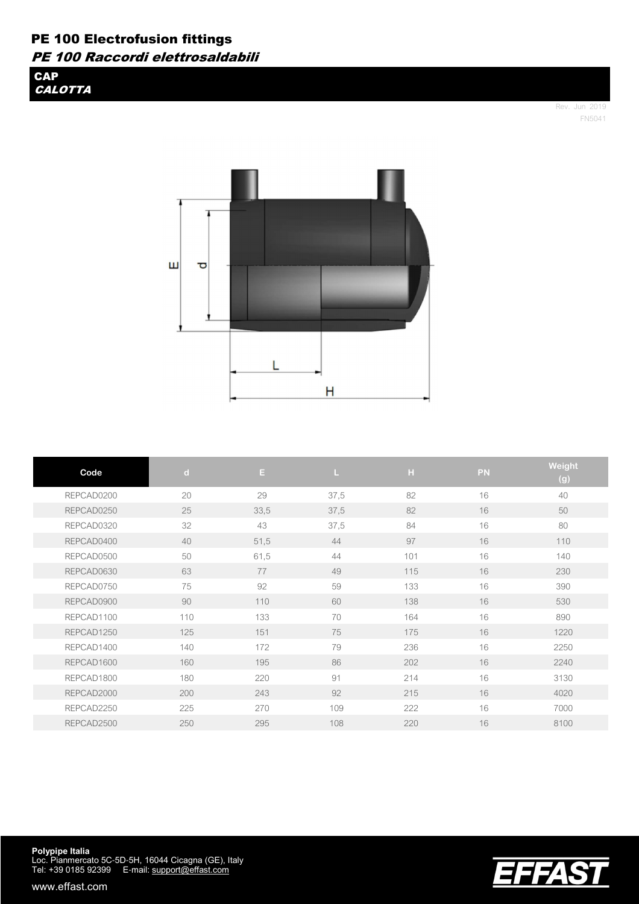# PE 100 Electrofusion fittings

## *PE 100 Raccordi elettrosaldabili*

### CAP
### *CALOTTA*

Rev. Jun 2019
FN5041

| Code | d | E | L | H | PN | Weight (g) |
|---|---|---|---|---|---|---|
| REPCAD0200 | 20 | 29 | 37,5 | 82 | 16 | 40 |
| REPCAD0250 | 25 | 33,5 | 37,5 | 82 | 16 | 50 |
| REPCAD0320 | 32 | 43 | 37,5 | 84 | 16 | 80 |
| REPCAD0400 | 40 | 51,5 | 44 | 97 | 16 | 110 |
| REPCAD0500 | 50 | 61,5 | 44 | 101 | 16 | 140 |
| REPCAD0630 | 63 | 77 | 49 | 115 | 16 | 230 |
| REPCAD0750 | 75 | 92 | 59 | 133 | 16 | 390 |
| REPCAD0900 | 90 | 110 | 60 | 138 | 16 | 530 |
| REPCAD1100 | 110 | 133 | 70 | 164 | 16 | 890 |
| REPCAD1250 | 125 | 151 | 75 | 175 | 16 | 1220 |
| REPCAD1400 | 140 | 172 | 79 | 236 | 16 | 2250 |
| REPCAD1600 | 160 | 195 | 86 | 202 | 16 | 2240 |
| REPCAD1800 | 180 | 220 | 91 | 214 | 16 | 3130 |
| REPCAD2000 | 200 | 243 | 92 | 215 | 16 | 4020 |
| REPCAD2250 | 225 | 270 | 109 | 222 | 16 | 7000 |
| REPCAD2500 | 250 | 295 | 108 | 220 | 16 | 8100 |

**Polypipe Italia**
Loc. Pianmercato 5C-5D-5H, 16044 Cicagna (GE), Italy
Tel: +39 0185 92399 E-mail: support@effast.com

www.effast.com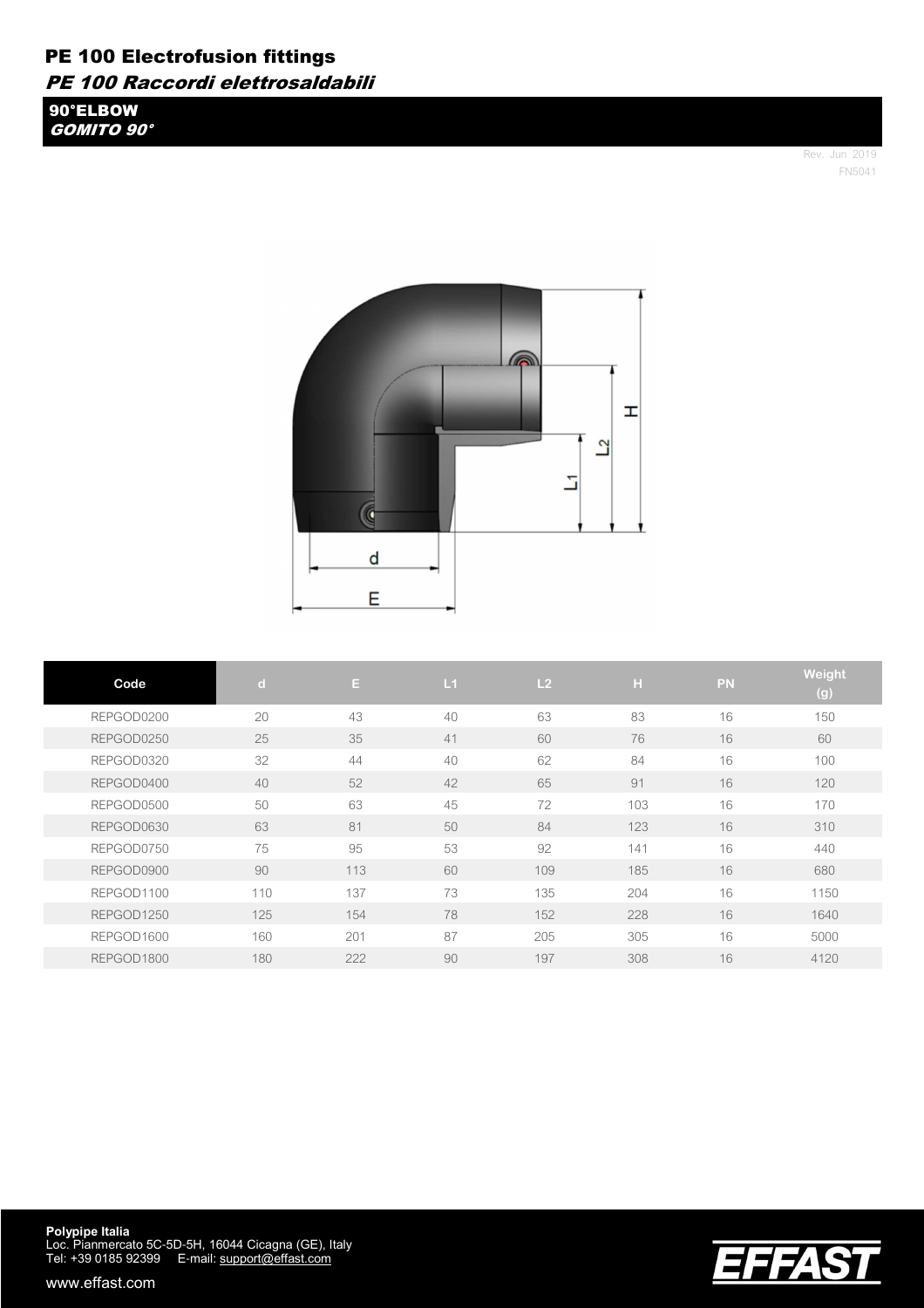# PE 100 Electrofusion fittings

## *PE 100 Raccordi elettrosaldabili*

### 90°ELBOW
### *GOMITO 90°*

Rev. Jun 2019
FN5041

| Code | d | E | L1 | L2 | H | PN | Weight (g) |
|---|---|---|---|---|---|---|---|
| REPGOD0200 | 20 | 43 | 40 | 63 | 83 | 16 | 150 |
| REPGOD0250 | 25 | 35 | 41 | 60 | 76 | 16 | 60 |
| REPGOD0320 | 32 | 44 | 40 | 62 | 84 | 16 | 100 |
| REPGOD0400 | 40 | 52 | 42 | 65 | 91 | 16 | 120 |
| REPGOD0500 | 50 | 63 | 45 | 72 | 103 | 16 | 170 |
| REPGOD0630 | 63 | 81 | 50 | 84 | 123 | 16 | 310 |
| REPGOD0750 | 75 | 95 | 53 | 92 | 141 | 16 | 440 |
| REPGOD0900 | 90 | 113 | 60 | 109 | 185 | 16 | 680 |
| REPGOD1100 | 110 | 137 | 73 | 135 | 204 | 16 | 1150 |
| REPGOD1250 | 125 | 154 | 78 | 152 | 228 | 16 | 1640 |
| REPGOD1600 | 160 | 201 | 87 | 205 | 305 | 16 | 5000 |
| REPGOD1800 | 180 | 222 | 90 | 197 | 308 | 16 | 4120 |

**Polypipe Italia**
Loc. Pianmercato 5C-5D-5H, 16044 Cicagna (GE), Italy
Tel: +39 0185 92399 E-mail: support@effast.com

www.effast.com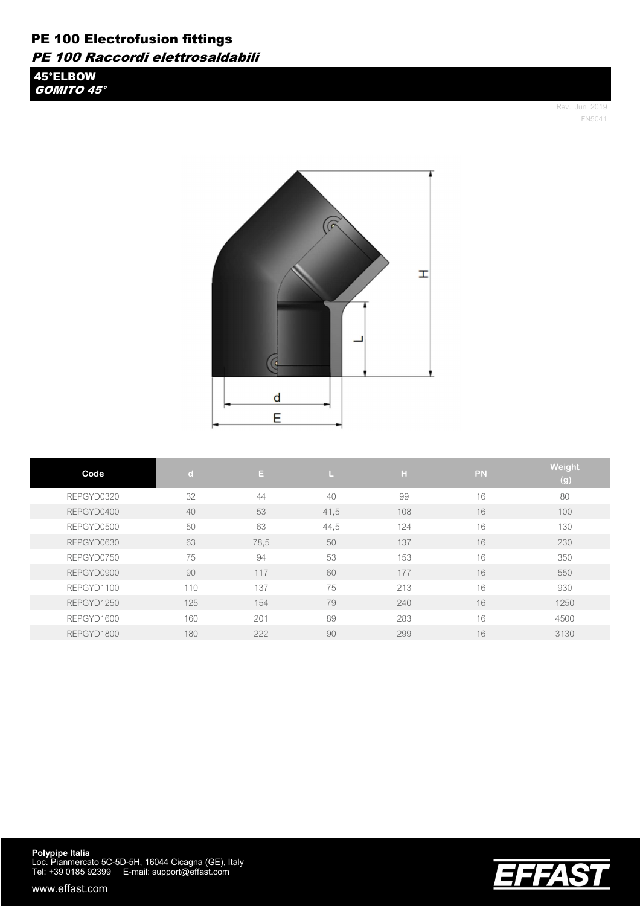# PE 100 Electrofusion fittings

*PE 100 Raccordi elettrosaldabili*

## 45°ELBOW

*GOMITO 45°*

Rev. Jun 2019

FN5041

| Code | d | E | L | H | PN | Weight (g) |
|---|---|---|---|---|---|---|
| REPGYD0320 | 32 | 44 | 40 | 99 | 16 | 80 |
| REPGYD0400 | 40 | 53 | 41,5 | 108 | 16 | 100 |
| REPGYD0500 | 50 | 63 | 44,5 | 124 | 16 | 130 |
| REPGYD0630 | 63 | 78,5 | 50 | 137 | 16 | 230 |
| REPGYD0750 | 75 | 94 | 53 | 153 | 16 | 350 |
| REPGYD0900 | 90 | 117 | 60 | 177 | 16 | 550 |
| REPGYD1100 | 110 | 137 | 75 | 213 | 16 | 930 |
| REPGYD1250 | 125 | 154 | 79 | 240 | 16 | 1250 |
| REPGYD1600 | 160 | 201 | 89 | 283 | 16 | 4500 |
| REPGYD1800 | 180 | 222 | 90 | 299 | 16 | 3130 |

**Polypipe Italia**
Loc. Pianmercato 5C-5D-5H, 16044 Cicagna (GE), Italy
Tel: +39 0185 92399 E-mail: support@effast.com

www.effast.com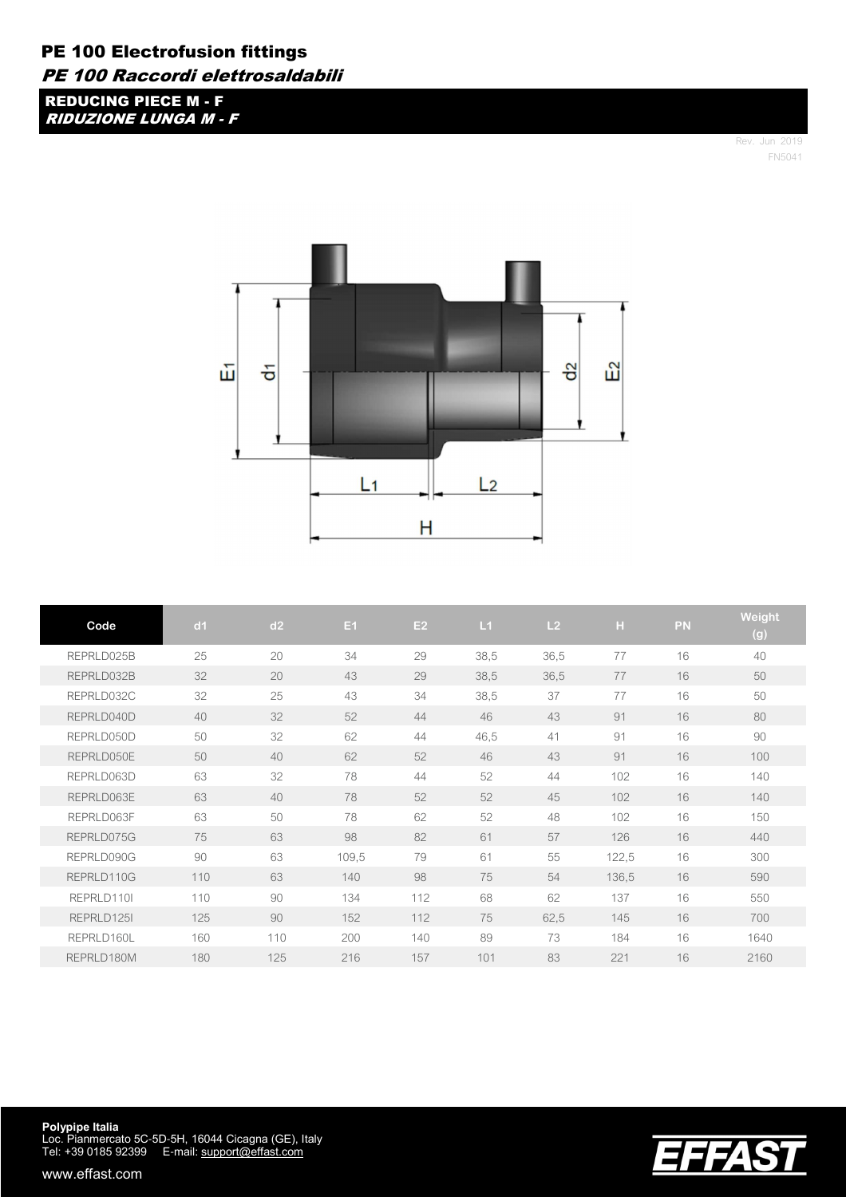# PE 100 Electrofusion fittings

*PE 100 Raccordi elettrosaldabili*

## REDUCING PIECE M - F

*RIDUZIONE LUNGA M - F*

Rev. Jun 2019
FN5041

| Code | d1 | d2 | E1 | E2 | L1 | L2 | H | PN | Weight (g) |
|---|---|---|---|---|---|---|---|---|---|
| REPRLD025B | 25 | 20 | 34 | 29 | 38,5 | 36,5 | 77 | 16 | 40 |
| REPRLD032B | 32 | 20 | 43 | 29 | 38,5 | 36,5 | 77 | 16 | 50 |
| REPRLD032C | 32 | 25 | 43 | 34 | 38,5 | 37 | 77 | 16 | 50 |
| REPRLD040D | 40 | 32 | 52 | 44 | 46 | 43 | 91 | 16 | 80 |
| REPRLD050D | 50 | 32 | 62 | 44 | 46,5 | 41 | 91 | 16 | 90 |
| REPRLD050E | 50 | 40 | 62 | 52 | 46 | 43 | 91 | 16 | 100 |
| REPRLD063D | 63 | 32 | 78 | 44 | 52 | 44 | 102 | 16 | 140 |
| REPRLD063E | 63 | 40 | 78 | 52 | 52 | 45 | 102 | 16 | 140 |
| REPRLD063F | 63 | 50 | 78 | 62 | 52 | 48 | 102 | 16 | 150 |
| REPRLD075G | 75 | 63 | 98 | 82 | 61 | 57 | 126 | 16 | 440 |
| REPRLD090G | 90 | 63 | 109,5 | 79 | 61 | 55 | 122,5 | 16 | 300 |
| REPRLD110G | 110 | 63 | 140 | 98 | 75 | 54 | 136,5 | 16 | 590 |
| REPRLD110I | 110 | 90 | 134 | 112 | 68 | 62 | 137 | 16 | 550 |
| REPRLD125I | 125 | 90 | 152 | 112 | 75 | 62,5 | 145 | 16 | 700 |
| REPRLD160L | 160 | 110 | 200 | 140 | 89 | 73 | 184 | 16 | 1640 |
| REPRLD180M | 180 | 125 | 216 | 157 | 101 | 83 | 221 | 16 | 2160 |

**Polypipe Italia**
Loc. Pianmercato 5C-5D-5H, 16044 Cicagna (GE), Italy
Tel: +39 0185 92399 E-mail: support@effast.com

www.effast.com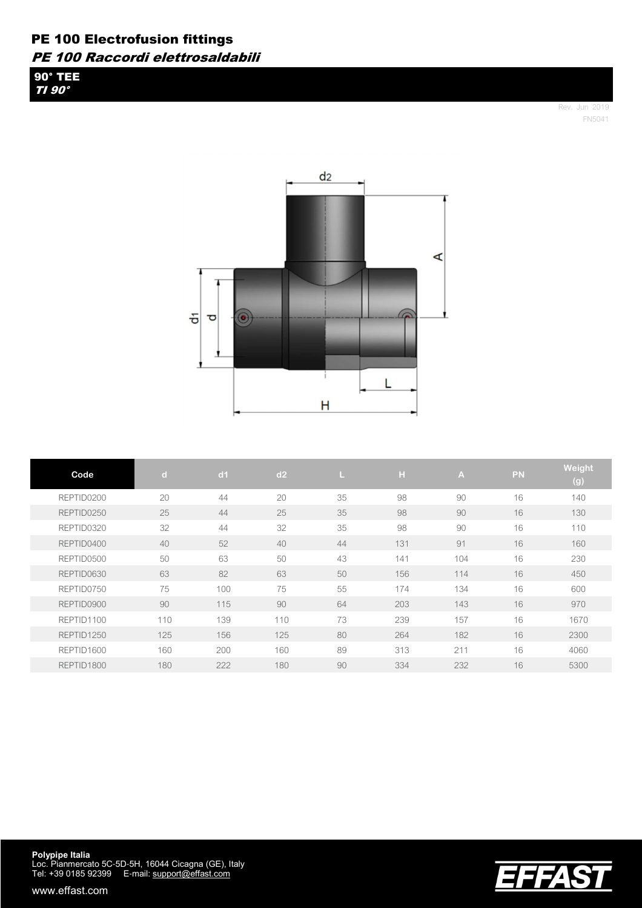# PE 100 Electrofusion fittings
## *PE 100 Raccordi elettrosaldabili*

### 90° TEE
### *TI 90°*

Rev. Jun 2019
FN5041

| Code | d | d1 | d2 | L | H | A | PN | Weight (g) |
|---|---|---|---|---|---|---|---|---|
| REPTID0200 | 20 | 44 | 20 | 35 | 98 | 90 | 16 | 140 |
| REPTID0250 | 25 | 44 | 25 | 35 | 98 | 90 | 16 | 130 |
| REPTID0320 | 32 | 44 | 32 | 35 | 98 | 90 | 16 | 110 |
| REPTID0400 | 40 | 52 | 40 | 44 | 131 | 91 | 16 | 160 |
| REPTID0500 | 50 | 63 | 50 | 43 | 141 | 104 | 16 | 230 |
| REPTID0630 | 63 | 82 | 63 | 50 | 156 | 114 | 16 | 450 |
| REPTID0750 | 75 | 100 | 75 | 55 | 174 | 134 | 16 | 600 |
| REPTID0900 | 90 | 115 | 90 | 64 | 203 | 143 | 16 | 970 |
| REPTID1100 | 110 | 139 | 110 | 73 | 239 | 157 | 16 | 1670 |
| REPTID1250 | 125 | 156 | 125 | 80 | 264 | 182 | 16 | 2300 |
| REPTID1600 | 160 | 200 | 160 | 89 | 313 | 211 | 16 | 4060 |
| REPTID1800 | 180 | 222 | 180 | 90 | 334 | 232 | 16 | 5300 |

**Polypipe Italia**
Loc. Pianmercato 5C-5D-5H, 16044 Cicagna (GE), Italy
Tel: +39 0185 92399 E-mail: support@effast.com

www.effast.com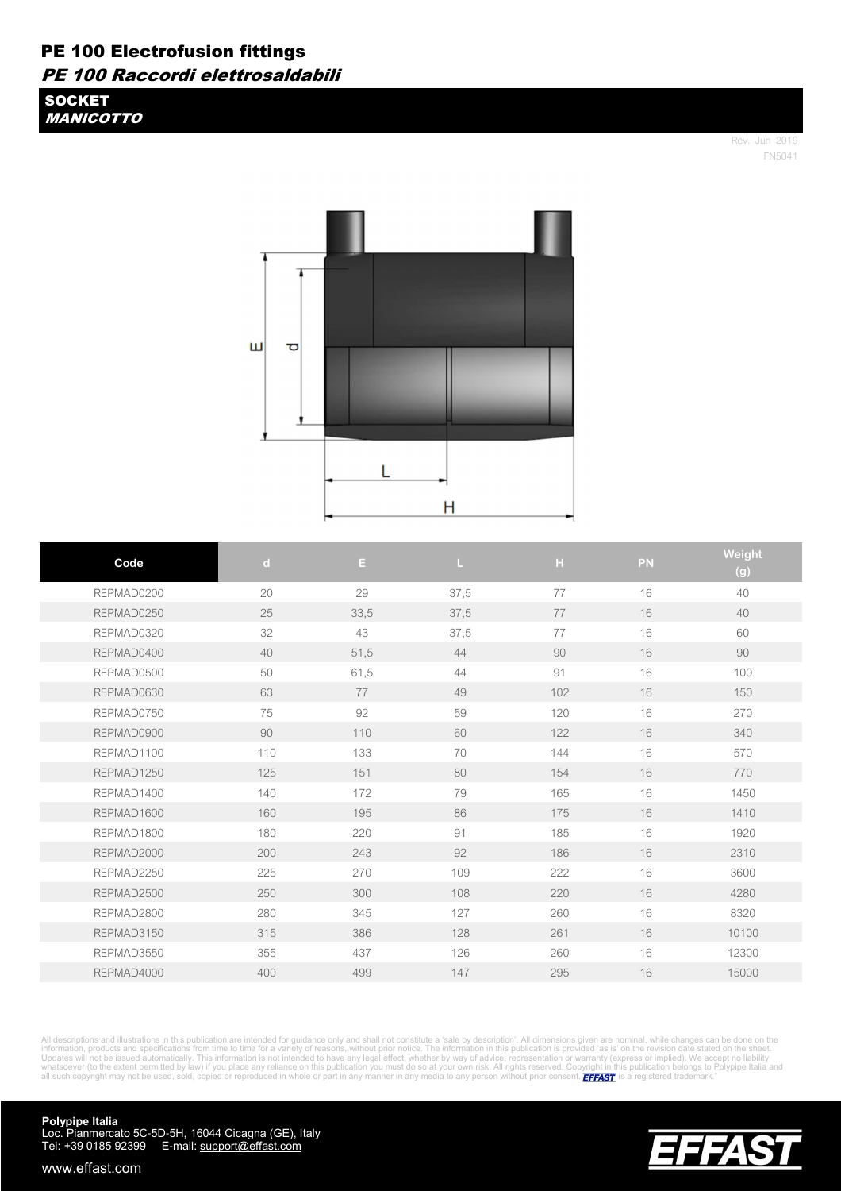# PE 100 Electrofusion fittings

*PE 100 Raccordi elettrosaldabili*

## SOCKET

*MANICOTTO*

Rev. Jun 2019

FN5041

E

d

L

H

| Code | d | E | L | H | PN | Weight (g) |
|---|---|---|---|---|---|---|
| REPMAD0200 | 20 | 29 | 37,5 | 77 | 16 | 40 |
| REPMAD0250 | 25 | 33,5 | 37,5 | 77 | 16 | 40 |
| REPMAD0320 | 32 | 43 | 37,5 | 77 | 16 | 60 |
| REPMAD0400 | 40 | 51,5 | 44 | 90 | 16 | 90 |
| REPMAD0500 | 50 | 61,5 | 44 | 91 | 16 | 100 |
| REPMAD0630 | 63 | 77 | 49 | 102 | 16 | 150 |
| REPMAD0750 | 75 | 92 | 59 | 120 | 16 | 270 |
| REPMAD0900 | 90 | 110 | 60 | 122 | 16 | 340 |
| REPMAD1100 | 110 | 133 | 70 | 144 | 16 | 570 |
| REPMAD1250 | 125 | 151 | 80 | 154 | 16 | 770 |
| REPMAD1400 | 140 | 172 | 79 | 165 | 16 | 1450 |
| REPMAD1600 | 160 | 195 | 86 | 175 | 16 | 1410 |
| REPMAD1800 | 180 | 220 | 91 | 185 | 16 | 1920 |
| REPMAD2000 | 200 | 243 | 92 | 186 | 16 | 2310 |
| REPMAD2250 | 225 | 270 | 109 | 222 | 16 | 3600 |
| REPMAD2500 | 250 | 300 | 108 | 220 | 16 | 4280 |
| REPMAD2800 | 280 | 345 | 127 | 260 | 16 | 8320 |
| REPMAD3150 | 315 | 386 | 128 | 261 | 16 | 10100 |
| REPMAD3550 | 355 | 437 | 126 | 260 | 16 | 12300 |
| REPMAD4000 | 400 | 499 | 147 | 295 | 16 | 15000 |

All descriptions and illustrations in this publication are intended for guidance only and shall not constitute a 'sale by description'. All dimensions given are nominal, while changes can be done on the information, products and specifications from time to time for a variety of reasons, without prior notice. The information in this publication is provided 'as is' on the revision date stated on the sheet. Updates will not be issued automatically. This information is not intended to have any legal effect, whether by way of advice, representation or warranty (express or implied). We accept no liability whatsoever (to the extent permitted by law) if you place any reliance on this publication you must do so at your own risk. All rights reserved. Copyright in this publication belongs to Polypipe Italia and all such copyright may not be used, sold, copied or reproduced in whole or part in any manner in any media to any person without prior consent. EFFAST is a registered trademark."

**Polypipe Italia**
Loc. Pianmercato 5C-5D-5H, 16044 Cicagna (GE), Italy
Tel: +39 0185 92399 E-mail: support@effast.com

www.effast.com

EFFAST